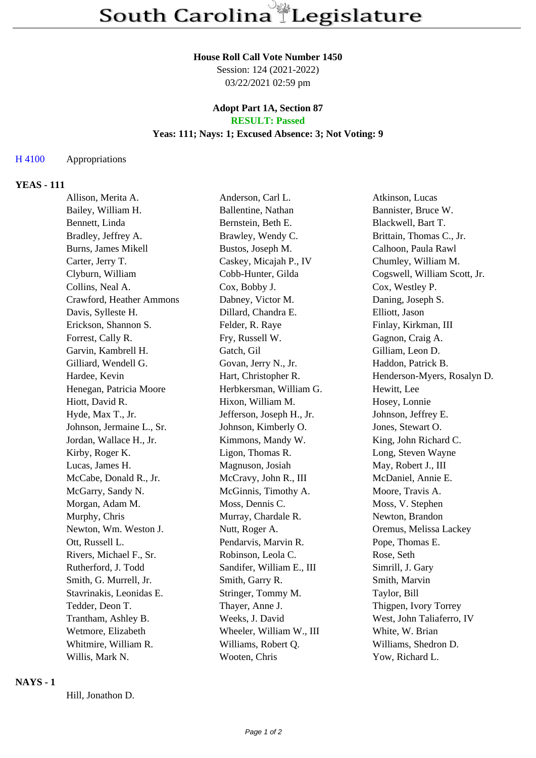# South Carolina Legislature

**House Roll Call Vote Number 1450**

Session: 124 (2021-2022)

03/22/2021 02:59 pm

**Adopt Part 1A, Section 87**

**RESULT: Passed**

**Yeas: 111; Nays: 1; Excused Absence: 3; Not Voting: 9**

H 4100 Appropriations

## YEAS - 111

| | | |
|---|---|---|
| Allison, Merita A. | Anderson, Carl L. | Atkinson, Lucas |
| Bailey, William H. | Ballentine, Nathan | Bannister, Bruce W. |
| Bennett, Linda | Bernstein, Beth E. | Blackwell, Bart T. |
| Bradley, Jeffrey A. | Brawley, Wendy C. | Brittain, Thomas C., Jr. |
| Burns, James Mikell | Bustos, Joseph M. | Calhoon, Paula Rawl |
| Carter, Jerry T. | Caskey, Micajah P., IV | Chumley, William M. |
| Clyburn, William | Cobb-Hunter, Gilda | Cogswell, William Scott, Jr. |
| Collins, Neal A. | Cox, Bobby J. | Cox, Westley P. |
| Crawford, Heather Ammons | Dabney, Victor M. | Daning, Joseph S. |
| Davis, Sylleste H. | Dillard, Chandra E. | Elliott, Jason |
| Erickson, Shannon S. | Felder, R. Raye | Finlay, Kirkman, III |
| Forrest, Cally R. | Fry, Russell W. | Gagnon, Craig A. |
| Garvin, Kambrell H. | Gatch, Gil | Gilliam, Leon D. |
| Gilliard, Wendell G. | Govan, Jerry N., Jr. | Haddon, Patrick B. |
| Hardee, Kevin | Hart, Christopher R. | Henderson-Myers, Rosalyn D. |
| Henegan, Patricia Moore | Herbkersman, William G. | Hewitt, Lee |
| Hiott, David R. | Hixon, William M. | Hosey, Lonnie |
| Hyde, Max T., Jr. | Jefferson, Joseph H., Jr. | Johnson, Jeffrey E. |
| Johnson, Jermaine L., Sr. | Johnson, Kimberly O. | Jones, Stewart O. |
| Jordan, Wallace H., Jr. | Kimmons, Mandy W. | King, John Richard C. |
| Kirby, Roger K. | Ligon, Thomas R. | Long, Steven Wayne |
| Lucas, James H. | Magnuson, Josiah | May, Robert J., III |
| McCabe, Donald R., Jr. | McCravy, John R., III | McDaniel, Annie E. |
| McGarry, Sandy N. | McGinnis, Timothy A. | Moore, Travis A. |
| Morgan, Adam M. | Moss, Dennis C. | Moss, V. Stephen |
| Murphy, Chris | Murray, Chardale R. | Newton, Brandon |
| Newton, Wm. Weston J. | Nutt, Roger A. | Oremus, Melissa Lackey |
| Ott, Russell L. | Pendarvis, Marvin R. | Pope, Thomas E. |
| Rivers, Michael F., Sr. | Robinson, Leola C. | Rose, Seth |
| Rutherford, J. Todd | Sandifer, William E., III | Simrill, J. Gary |
| Smith, G. Murrell, Jr. | Smith, Garry R. | Smith, Marvin |
| Stavrinakis, Leonidas E. | Stringer, Tommy M. | Taylor, Bill |
| Tedder, Deon T. | Thayer, Anne J. | Thigpen, Ivory Torrey |
| Trantham, Ashley B. | Weeks, J. David | West, John Taliaferro, IV |
| Wetmore, Elizabeth | Wheeler, William W., III | White, W. Brian |
| Whitmire, William R. | Williams, Robert Q. | Williams, Shedron D. |
| Willis, Mark N. | Wooten, Chris | Yow, Richard L. |

## NAYS - 1

Hill, Jonathon D.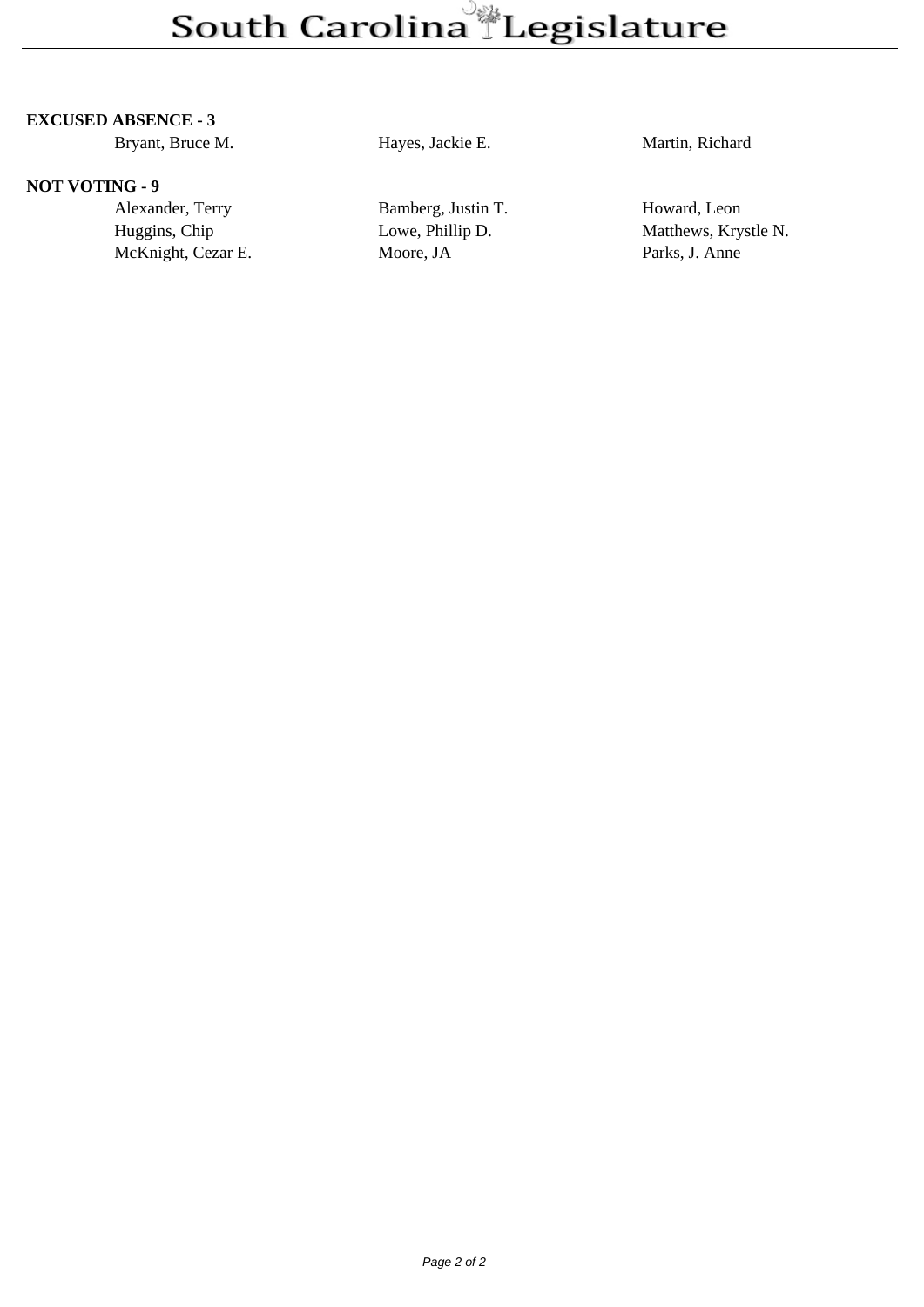**EXCUSED ABSENCE - 3**

| | | |
|---|---|---|
| Bryant, Bruce M. | Hayes, Jackie E. | Martin, Richard |

**NOT VOTING - 9**

| | | |
|---|---|---|
| Alexander, Terry | Bamberg, Justin T. | Howard, Leon |
| Huggins, Chip | Lowe, Phillip D. | Matthews, Krystle N. |
| McKnight, Cezar E. | Moore, JA | Parks, J. Anne |